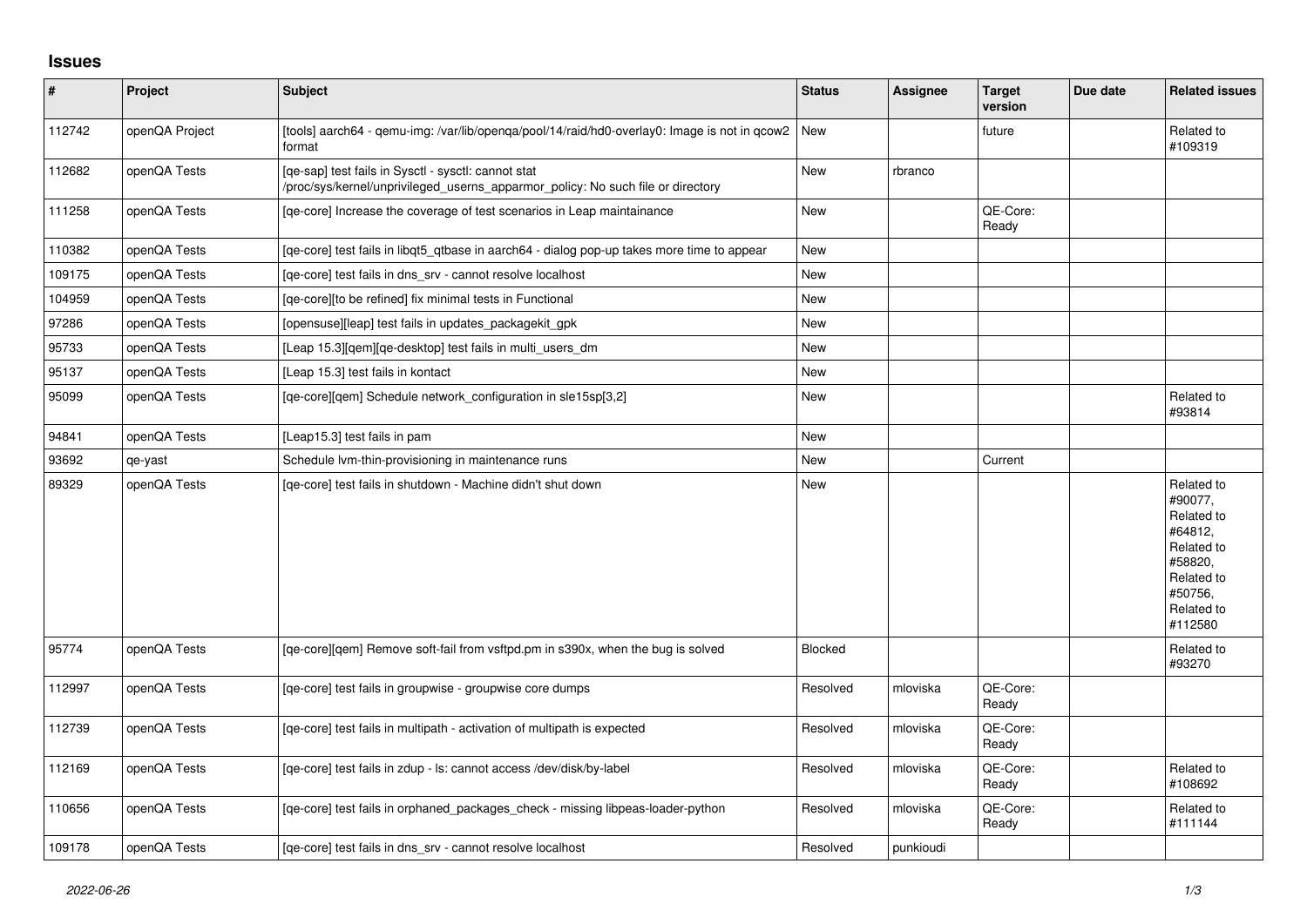# Issues

| # | Project | Subject | Status | Assignee | Target version | Due date | Related issues |
|---|---|---|---|---|---|---|---|
| 112742 | openQA Project | [tools] aarch64 - qemu-img: /var/lib/openqa/pool/14/raid/hd0-overlay0: Image is not in qcow2 format | New | | future | | Related to #109319 |
| 112682 | openQA Tests | [qe-sap] test fails in Sysctl - sysctl: cannot stat /proc/sys/kernel/unprivileged_userns_apparmor_policy: No such file or directory | New | rbranco | | | |
| 111258 | openQA Tests | [qe-core] Increase the coverage of test scenarios in Leap maintainance | New | | QE-Core: Ready | | |
| 110382 | openQA Tests | [qe-core] test fails in libqt5_qtbase in aarch64 - dialog pop-up takes more time to appear | New | | | | |
| 109175 | openQA Tests | [qe-core] test fails in dns_srv - cannot resolve localhost | New | | | | |
| 104959 | openQA Tests | [qe-core][to be refined] fix minimal tests in Functional | New | | | | |
| 97286 | openQA Tests | [opensuse][leap] test fails in updates_packagekit_gpk | New | | | | |
| 95733 | openQA Tests | [Leap 15.3][qem][qe-desktop] test fails in multi_users_dm | New | | | | |
| 95137 | openQA Tests | [Leap 15.3] test fails in kontact | New | | | | |
| 95099 | openQA Tests | [qe-core][qem] Schedule network_configuration in sle15sp[3,2] | New | | | | Related to #93814 |
| 94841 | openQA Tests | [Leap15.3] test fails in pam | New | | | | |
| 93692 | qe-yast | Schedule lvm-thin-provisioning in maintenance runs | New | | Current | | |
| 89329 | openQA Tests | [qe-core] test fails in shutdown - Machine didn't shut down | New | | | | Related to #90077, Related to #64812, Related to #58820, Related to #50756, Related to #112580 |
| 95774 | openQA Tests | [qe-core][qem] Remove soft-fail from vsftpd.pm in s390x, when the bug is solved | Blocked | | | | Related to #93270 |
| 112997 | openQA Tests | [qe-core] test fails in groupwise - groupwise core dumps | Resolved | mloviska | QE-Core: Ready | | |
| 112739 | openQA Tests | [qe-core] test fails in multipath - activation of multipath is expected | Resolved | mloviska | QE-Core: Ready | | |
| 112169 | openQA Tests | [qe-core] test fails in zdup - ls: cannot access /dev/disk/by-label | Resolved | mloviska | QE-Core: Ready | | Related to #108692 |
| 110656 | openQA Tests | [qe-core] test fails in orphaned_packages_check - missing libpeas-loader-python | Resolved | mloviska | QE-Core: Ready | | Related to #111144 |
| 109178 | openQA Tests | [qe-core] test fails in dns_srv - cannot resolve localhost | Resolved | punkioudi | | | |

*2022-06-26*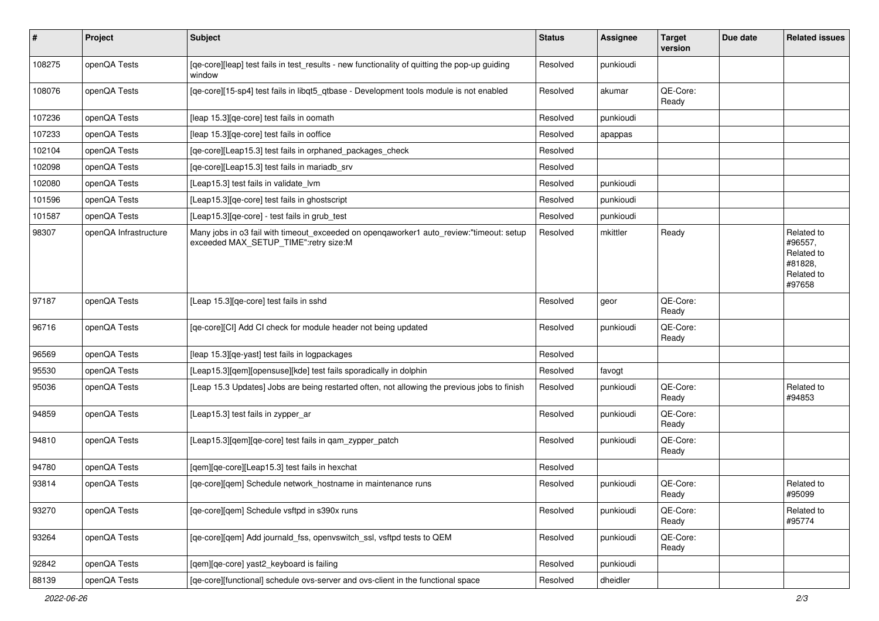| # | Project | Subject | Status | Assignee | Target version | Due date | Related issues |
|---|---|---|---|---|---|---|---|
| 108275 | openQA Tests | [qe-core][leap] test fails in test_results - new functionality of quitting the pop-up guiding window | Resolved | punkioudi | | | |
| 108076 | openQA Tests | [qe-core][15-sp4] test fails in libqt5_qtbase - Development tools module is not enabled | Resolved | akumar | QE-Core: Ready | | |
| 107236 | openQA Tests | [leap 15.3][qe-core] test fails in oomath | Resolved | punkioudi | | | |
| 107233 | openQA Tests | [leap 15.3][qe-core] test fails in ooffice | Resolved | apappas | | | |
| 102104 | openQA Tests | [qe-core][Leap15.3] test fails in orphaned_packages_check | Resolved | | | | |
| 102098 | openQA Tests | [qe-core][Leap15.3] test fails in mariadb_srv | Resolved | | | | |
| 102080 | openQA Tests | [Leap15.3] test fails in validate_lvm | Resolved | punkioudi | | | |
| 101596 | openQA Tests | [Leap15.3][qe-core] test fails in ghostscript | Resolved | punkioudi | | | |
| 101587 | openQA Tests | [Leap15.3][qe-core] - test fails in grub_test | Resolved | punkioudi | | | |
| 98307 | openQA Infrastructure | Many jobs in o3 fail with timeout_exceeded on openqaworker1 auto_review:"timeout: setup exceeded MAX_SETUP_TIME":retry size:M | Resolved | mkittler | Ready | | Related to #96557, Related to #81828, Related to #97658 |
| 97187 | openQA Tests | [Leap 15.3][qe-core] test fails in sshd | Resolved | geor | QE-Core: Ready | | |
| 96716 | openQA Tests | [qe-core][CI] Add CI check for module header not being updated | Resolved | punkioudi | QE-Core: Ready | | |
| 96569 | openQA Tests | [leap 15.3][qe-yast] test fails in logpackages | Resolved | | | | |
| 95530 | openQA Tests | [Leap15.3][qem][opensuse][kde] test fails sporadically in dolphin | Resolved | favogt | | | |
| 95036 | openQA Tests | [Leap 15.3 Updates] Jobs are being restarted often, not allowing the previous jobs to finish | Resolved | punkioudi | QE-Core: Ready | | Related to #94853 |
| 94859 | openQA Tests | [Leap15.3] test fails in zypper_ar | Resolved | punkioudi | QE-Core: Ready | | |
| 94810 | openQA Tests | [Leap15.3][qem][qe-core] test fails in qam_zypper_patch | Resolved | punkioudi | QE-Core: Ready | | |
| 94780 | openQA Tests | [qem][qe-core][Leap15.3] test fails in hexchat | Resolved | | | | |
| 93814 | openQA Tests | [qe-core][qem] Schedule network_hostname in maintenance runs | Resolved | punkioudi | QE-Core: Ready | | Related to #95099 |
| 93270 | openQA Tests | [qe-core][qem] Schedule vsftpd in s390x runs | Resolved | punkioudi | QE-Core: Ready | | Related to #95774 |
| 93264 | openQA Tests | [qe-core][qem] Add journald_fss, openvswitch_ssl, vsftpd tests to QEM | Resolved | punkioudi | QE-Core: Ready | | |
| 92842 | openQA Tests | [qem][qe-core] yast2_keyboard is failing | Resolved | punkioudi | | | |
| 88139 | openQA Tests | [qe-core][functional] schedule ovs-server and ovs-client in the functional space | Resolved | dheidler | | | |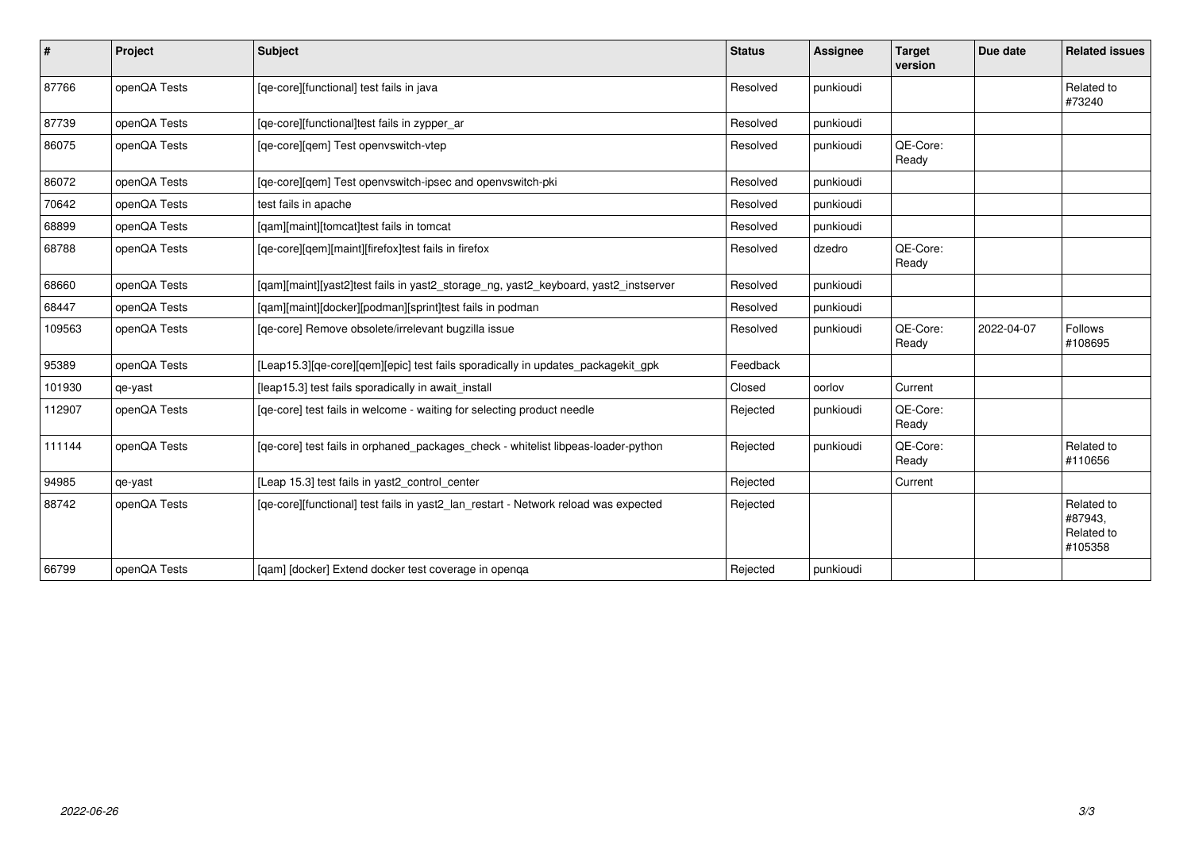| # | Project | Subject | Status | Assignee | Target version | Due date | Related issues |
|---|---|---|---|---|---|---|---|
| 87766 | openQA Tests | [qe-core][functional] test fails in java | Resolved | punkioudi | | | Related to #73240 |
| 87739 | openQA Tests | [qe-core][functional]test fails in zypper_ar | Resolved | punkioudi | | | |
| 86075 | openQA Tests | [qe-core][qem] Test openvswitch-vtep | Resolved | punkioudi | QE-Core: Ready | | |
| 86072 | openQA Tests | [qe-core][qem] Test openvswitch-ipsec and openvswitch-pki | Resolved | punkioudi | | | |
| 70642 | openQA Tests | test fails in apache | Resolved | punkioudi | | | |
| 68899 | openQA Tests | [qam][maint][tomcat]test fails in tomcat | Resolved | punkioudi | | | |
| 68788 | openQA Tests | [qe-core][qem][maint][firefox]test fails in firefox | Resolved | dzedro | QE-Core: Ready | | |
| 68660 | openQA Tests | [qam][maint][yast2]test fails in yast2_storage_ng, yast2_keyboard, yast2_instserver | Resolved | punkioudi | | | |
| 68447 | openQA Tests | [qam][maint][docker][podman][sprint]test fails in podman | Resolved | punkioudi | | | |
| 109563 | openQA Tests | [qe-core] Remove obsolete/irrelevant bugzilla issue | Resolved | punkioudi | QE-Core: Ready | 2022-04-07 | Follows #108695 |
| 95389 | openQA Tests | [Leap15.3][qe-core][qem][epic] test fails sporadically in updates_packagekit_gpk | Feedback | | | | |
| 101930 | qe-yast | [leap15.3] test fails sporadically in await_install | Closed | oorlov | Current | | |
| 112907 | openQA Tests | [qe-core] test fails in welcome - waiting for selecting product needle | Rejected | punkioudi | QE-Core: Ready | | |
| 111144 | openQA Tests | [qe-core] test fails in orphaned_packages_check - whitelist libpeas-loader-python | Rejected | punkioudi | QE-Core: Ready | | Related to #110656 |
| 94985 | qe-yast | [Leap 15.3] test fails in yast2_control_center | Rejected | | Current | | |
| 88742 | openQA Tests | [qe-core][functional] test fails in yast2_lan_restart - Network reload was expected | Rejected | | | | Related to #87943, Related to #105358 |
| 66799 | openQA Tests | [qam] [docker] Extend docker test coverage in openqa | Rejected | punkioudi | | | |